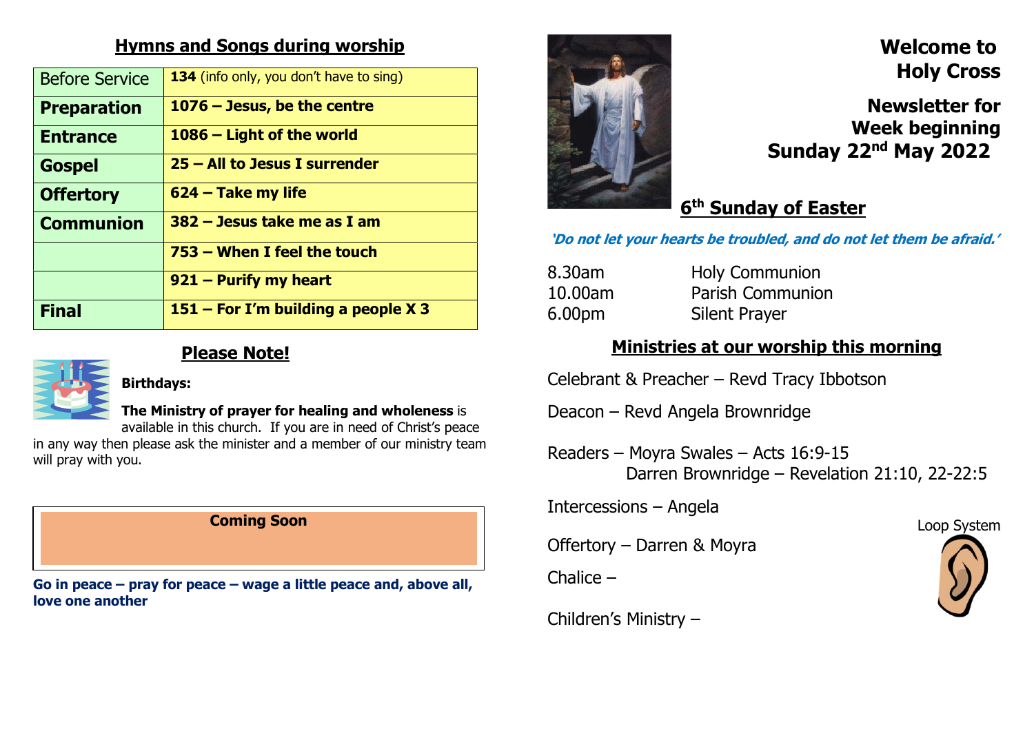## Hymns and Songs during worship

| | |
|---|---|
| Before Service | **134** (info only, you don't have to sing) |
| **Preparation** | **1076 – Jesus, be the centre** |
| **Entrance** | **1086 – Light of the world** |
| **Gospel** | **25 – All to Jesus I surrender** |
| **Offertory** | **624 – Take my life** |
| **Communion** | **382 – Jesus take me as I am** |
| | **753 – When I feel the touch** |
| | **921 – Purify my heart** |
| **Final** | **151 – For I'm building a people X 3** |

## Please Note!

**Birthdays:**

**The Ministry of prayer for healing and wholeness** is available in this church. If you are in need of Christ's peace in any way then please ask the minister and a member of our ministry team will pray with you.

**Coming Soon**

**Go in peace – pray for peace – wage a little peace and, above all, love one another**

# Welcome to Holy Cross

## Newsletter for Week beginning Sunday 22nd May 2022

## 6th Sunday of Easter

***'Do not let your hearts be troubled, and do not let them be afraid.'***

| | |
|---|---|
| 8.30am | Holy Communion |
| 10.00am | Parish Communion |
| 6.00pm | Silent Prayer |

## Ministries at our worship this morning

Celebrant & Preacher – Revd Tracy Ibbotson

Deacon – Revd Angela Brownridge

Readers – Moyra Swales – Acts 16:9-15
Darren Brownridge – Revelation 21:10, 22-22:5

Intercessions – Angela

Offertory – Darren & Moyra

Chalice –

Children's Ministry –

Loop System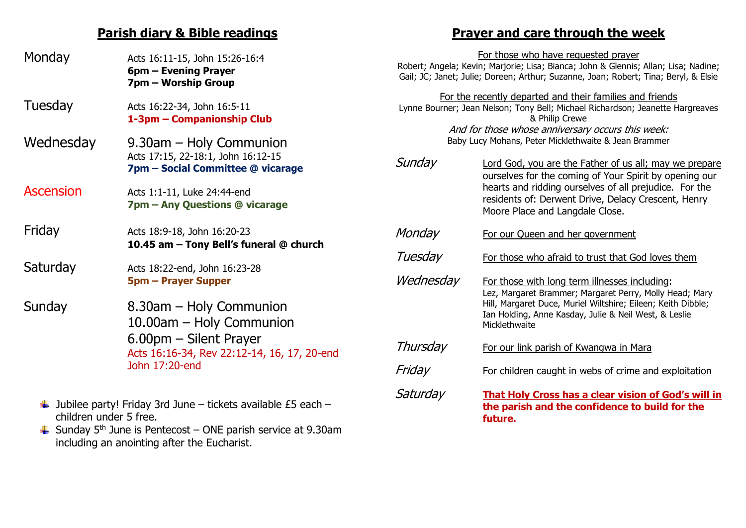## Parish diary & Bible readings

**Monday**
Acts 16:11-15, John 15:26-16:4
**6pm – Evening Prayer**
**7pm – Worship Group**

**Tuesday**
Acts 16:22-34, John 16:5-11
**1-3pm – Companionship Club**

**Wednesday**
9.30am – Holy Communion
Acts 17:15, 22-18:1, John 16:12-15
**7pm – Social Committee @ vicarage**

**Ascension**
Acts 1:1-11, Luke 24:44-end
**7pm – Any Questions @ vicarage**

**Friday**
Acts 18:9-18, John 16:20-23
**10.45 am – Tony Bell's funeral @ church**

**Saturday**
Acts 18:22-end, John 16:23-28
**5pm – Prayer Supper**

**Sunday**
8.30am – Holy Communion
10.00am – Holy Communion
6.00pm – Silent Prayer
Acts 16:16-34, Rev 22:12-14, 16, 17, 20-end
John 17:20-end

- Jubilee party! Friday 3rd June – tickets available £5 each – children under 5 free.
- Sunday 5th June is Pentecost – ONE parish service at 9.30am including an anointing after the Eucharist.

## Prayer and care through the week

For those who have requested prayer
Robert; Angela; Kevin; Marjorie; Lisa; Bianca; John & Glennis; Allan; Lisa; Nadine; Gail; JC; Janet; Julie; Doreen; Arthur; Suzanne, Joan; Robert; Tina; Beryl, & Elsie

For the recently departed and their families and friends
Lynne Bourner; Jean Nelson; Tony Bell; Michael Richardson; Jeanette Hargreaves & Philip Crewe
*And for those whose anniversary occurs this week:*
Baby Lucy Mohans, Peter Micklethwaite & Jean Brammer

*Sunday* — Lord God, you are the Father of us all; may we prepare ourselves for the coming of Your Spirit by opening our hearts and ridding ourselves of all prejudice. For the residents of: Derwent Drive, Delacy Crescent, Henry Moore Place and Langdale Close.

*Monday* — For our Queen and her government

*Tuesday* — For those who afraid to trust that God loves them

*Wednesday* — For those with long term illnesses including: Lez, Margaret Brammer; Margaret Perry, Molly Head; Mary Hill, Margaret Duce, Muriel Wiltshire; Eileen; Keith Dibble; Ian Holding, Anne Kasday, Julie & Neil West, & Leslie Micklethwaite

*Thursday* — For our link parish of Kwangwa in Mara

*Friday* — For children caught in webs of crime and exploitation

*Saturday* — **That Holy Cross has a clear vision of God's will in the parish and the confidence to build for the future.**